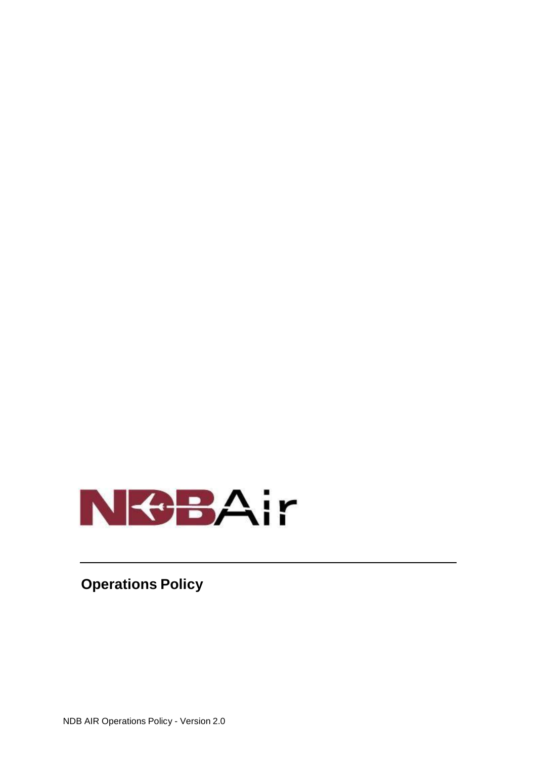NDBAir

# Operations Policy

NDB AIR Operations Policy - Version 2.0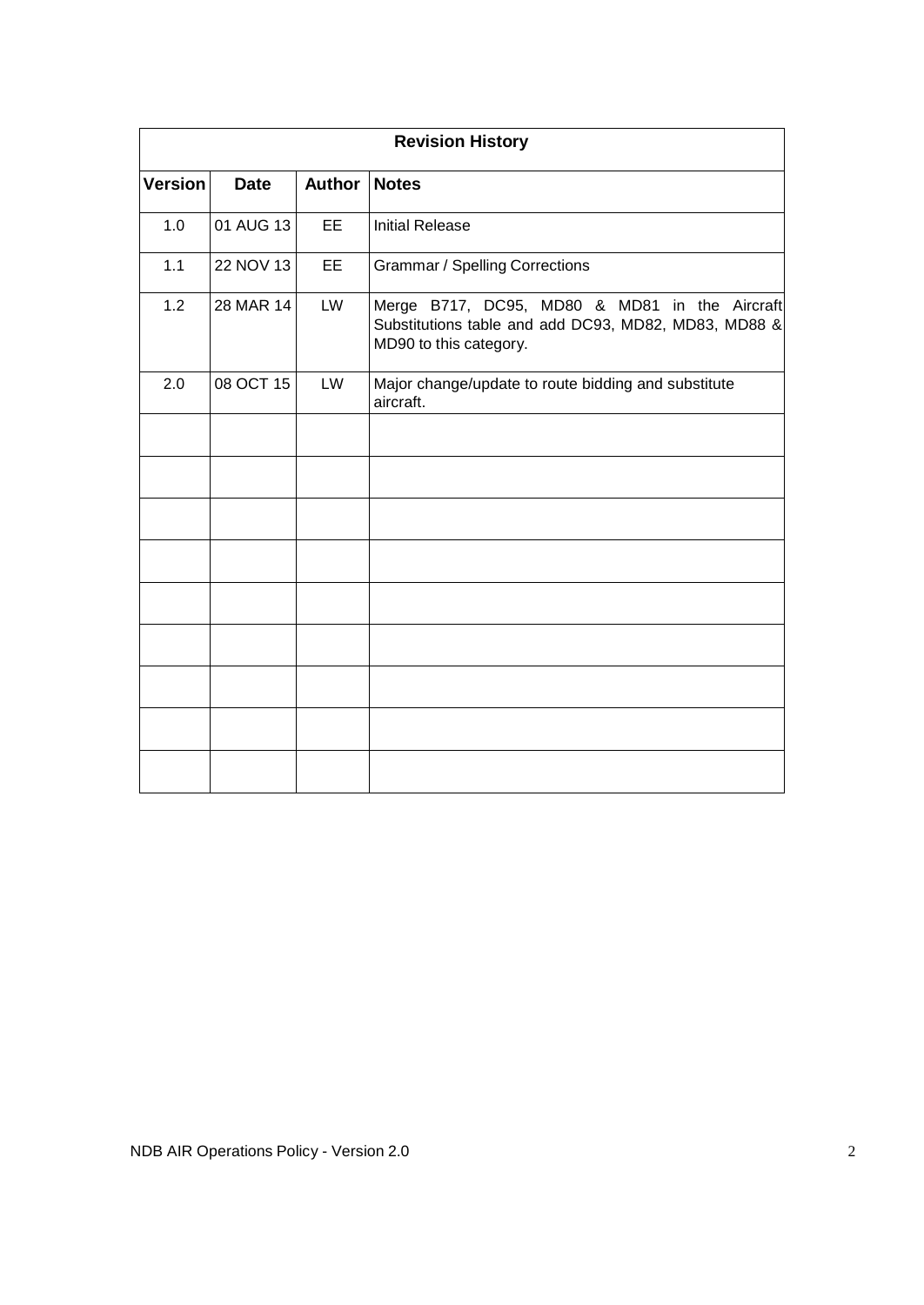| Revision History | | | |
|---|---|---|---|
| **Version** | **Date** | **Author** | **Notes** |
| 1.0 | 01 AUG 13 | EE | Initial Release |
| 1.1 | 22 NOV 13 | EE | Grammar / Spelling Corrections |
| 1.2 | 28 MAR 14 | LW | Merge B717, DC95, MD80 & MD81 in the Aircraft Substitutions table and add DC93, MD82, MD83, MD88 & MD90 to this category. |
| 2.0 | 08 OCT 15 | LW | Major change/update to route bidding and substitute aircraft. |
| | | | |
| | | | |
| | | | |
| | | | |
| | | | |
| | | | |
| | | | |
| | | | |
| | | | |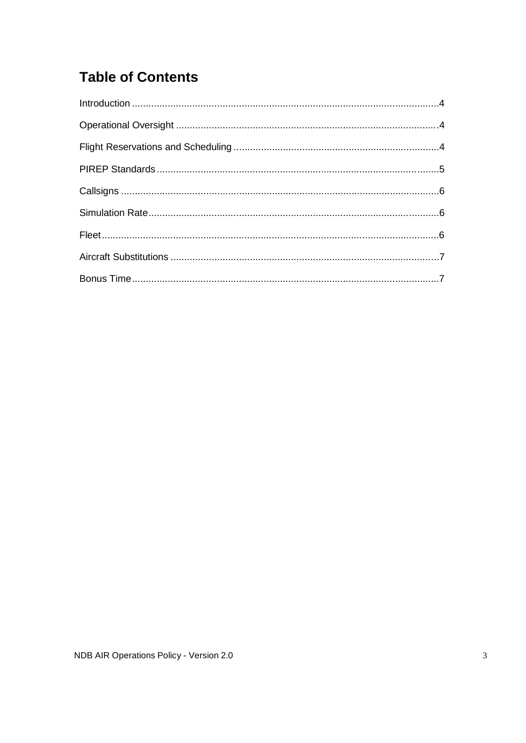## Table of Contents

Introduction ................................................................................................................4

Operational Oversight ...............................................................................................4

Flight Reservations and Scheduling ..........................................................................4

PIREP Standards ......................................................................................................5

Callsigns ....................................................................................................................6

Simulation Rate ..........................................................................................................6

Fleet ...........................................................................................................................6

Aircraft Substitutions .................................................................................................7

Bonus Time ................................................................................................................7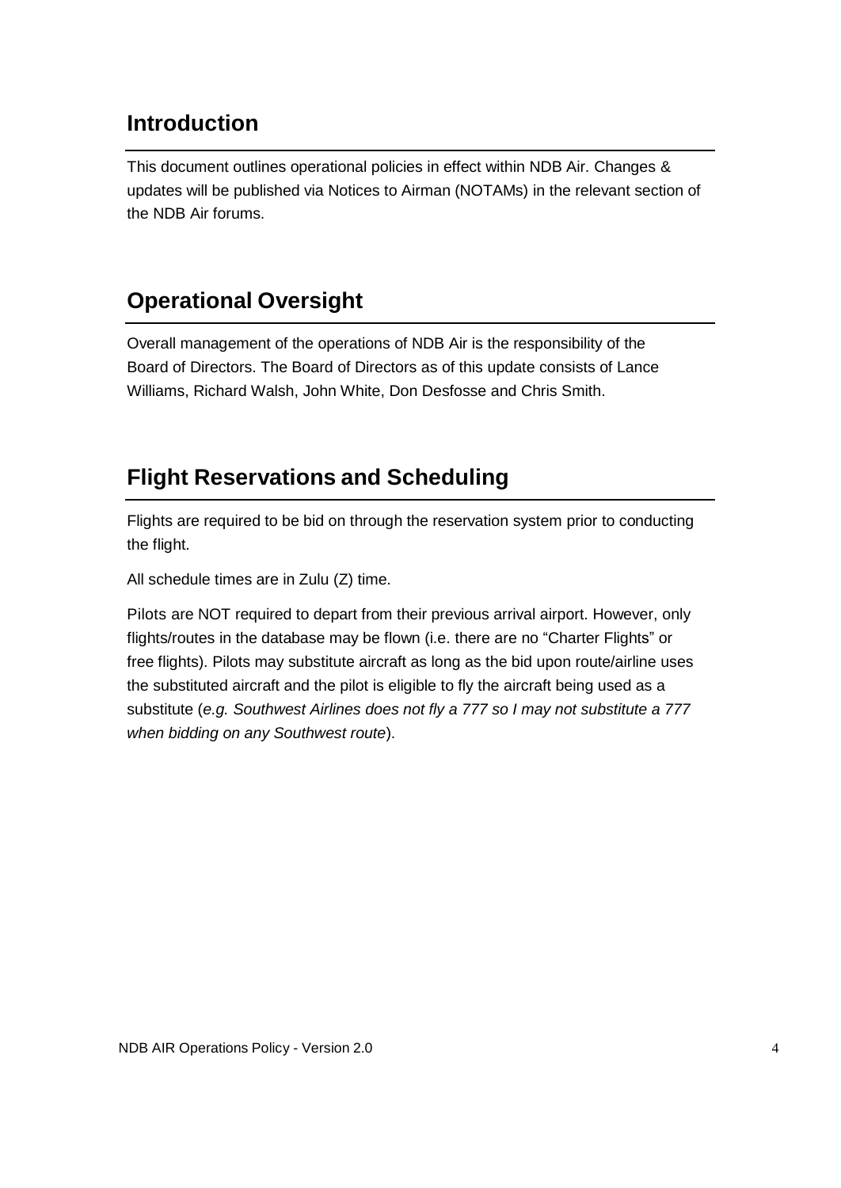## Introduction

This document outlines operational policies in effect within NDB Air. Changes & updates will be published via Notices to Airman (NOTAMs) in the relevant section of the NDB Air forums.

## Operational Oversight

Overall management of the operations of NDB Air is the responsibility of the Board of Directors. The Board of Directors as of this update consists of Lance Williams, Richard Walsh, John White, Don Desfosse and Chris Smith.

## Flight Reservations and Scheduling

Flights are required to be bid on through the reservation system prior to conducting the flight.

All schedule times are in Zulu (Z) time.

Pilots are NOT required to depart from their previous arrival airport. However, only flights/routes in the database may be flown (i.e. there are no "Charter Flights" or free flights). Pilots may substitute aircraft as long as the bid upon route/airline uses the substituted aircraft and the pilot is eligible to fly the aircraft being used as a substitute (*e.g. Southwest Airlines does not fly a 777 so I may not substitute a 777 when bidding on any Southwest route*).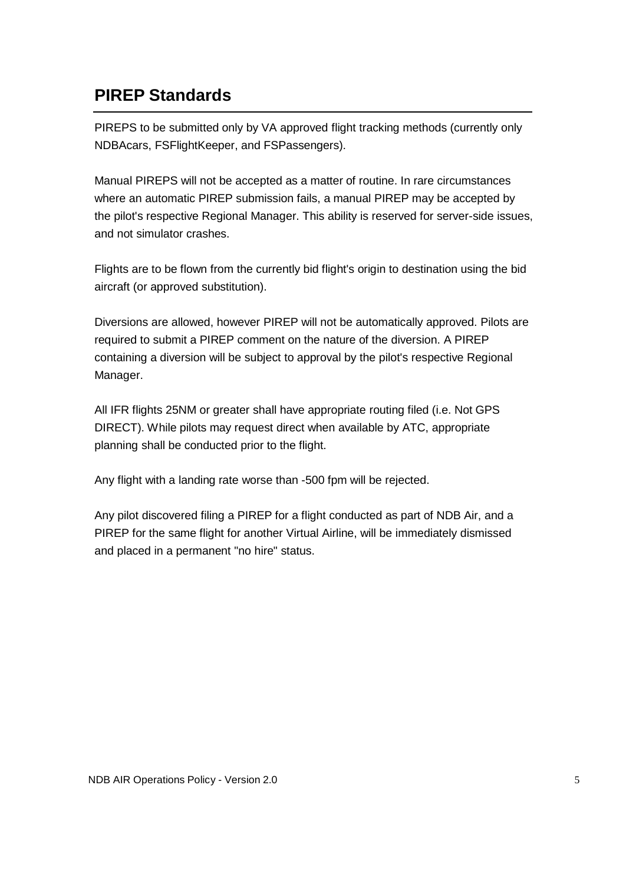## PIREP Standards

PIREPS to be submitted only by VA approved flight tracking methods (currently only NDBAcars, FSFlightKeeper, and FSPassengers).

Manual PIREPS will not be accepted as a matter of routine. In rare circumstances where an automatic PIREP submission fails, a manual PIREP may be accepted by the pilot's respective Regional Manager. This ability is reserved for server-side issues, and not simulator crashes.

Flights are to be flown from the currently bid flight's origin to destination using the bid aircraft (or approved substitution).

Diversions are allowed, however PIREP will not be automatically approved. Pilots are required to submit a PIREP comment on the nature of the diversion. A PIREP containing a diversion will be subject to approval by the pilot's respective Regional Manager.

All IFR flights 25NM or greater shall have appropriate routing filed (i.e. Not GPS DIRECT). While pilots may request direct when available by ATC, appropriate planning shall be conducted prior to the flight.

Any flight with a landing rate worse than -500 fpm will be rejected.

Any pilot discovered filing a PIREP for a flight conducted as part of NDB Air, and a PIREP for the same flight for another Virtual Airline, will be immediately dismissed and placed in a permanent "no hire" status.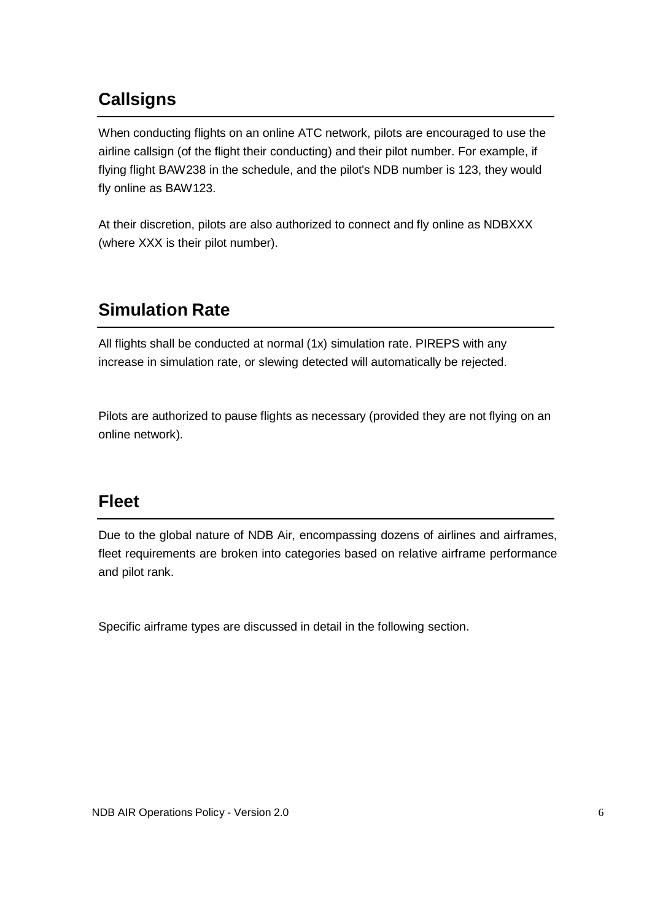## Callsigns

When conducting flights on an online ATC network, pilots are encouraged to use the airline callsign (of the flight their conducting) and their pilot number. For example, if flying flight BAW238 in the schedule, and the pilot's NDB number is 123, they would fly online as BAW123.

At their discretion, pilots are also authorized to connect and fly online as NDBXXX (where XXX is their pilot number).

## Simulation Rate

All flights shall be conducted at normal (1x) simulation rate. PIREPS with any increase in simulation rate, or slewing detected will automatically be rejected.

Pilots are authorized to pause flights as necessary (provided they are not flying on an online network).

## Fleet

Due to the global nature of NDB Air, encompassing dozens of airlines and airframes, fleet requirements are broken into categories based on relative airframe performance and pilot rank.

Specific airframe types are discussed in detail in the following section.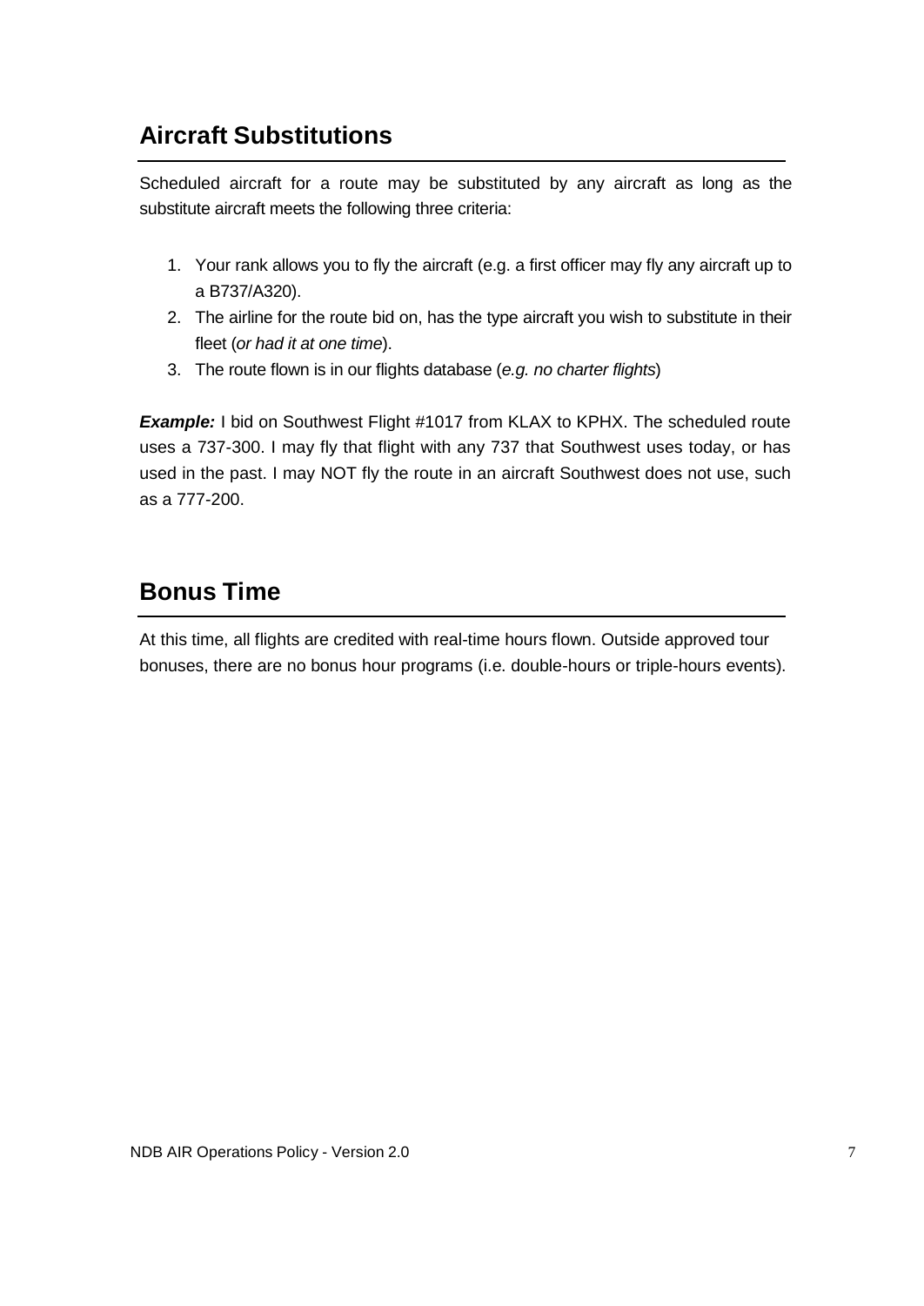## Aircraft Substitutions

Scheduled aircraft for a route may be substituted by any aircraft as long as the substitute aircraft meets the following three criteria:

1. Your rank allows you to fly the aircraft (e.g. a first officer may fly any aircraft up to a B737/A320).
2. The airline for the route bid on, has the type aircraft you wish to substitute in their fleet (*or had it at one time*).
3. The route flown is in our flights database (*e.g. no charter flights*)

***Example:*** I bid on Southwest Flight #1017 from KLAX to KPHX. The scheduled route uses a 737-300. I may fly that flight with any 737 that Southwest uses today, or has used in the past. I may NOT fly the route in an aircraft Southwest does not use, such as a 777-200.

## Bonus Time

At this time, all flights are credited with real-time hours flown. Outside approved tour bonuses, there are no bonus hour programs (i.e. double-hours or triple-hours events).